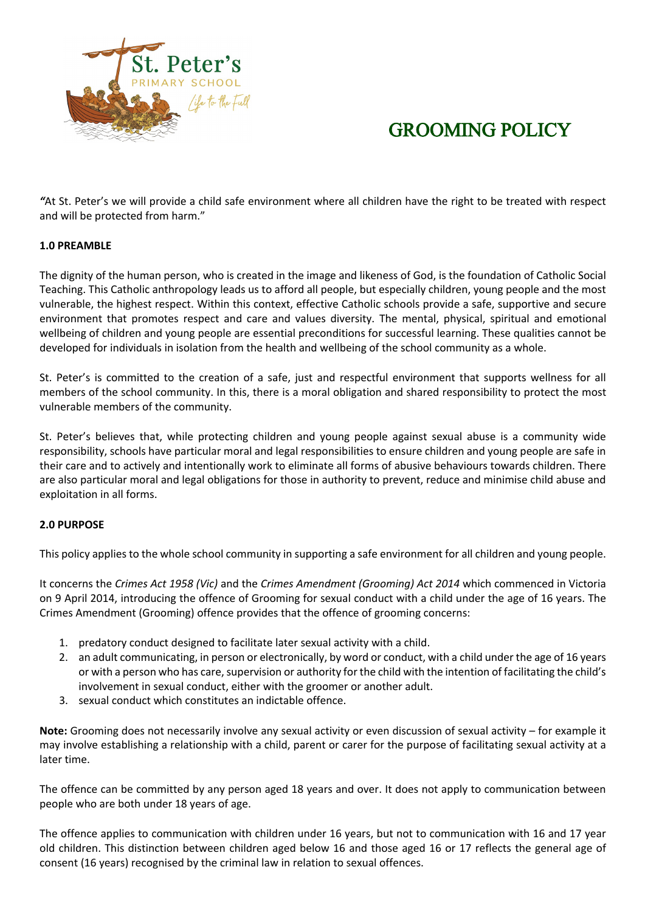St. Peter's

PRIMARY SCHOOL

Life to the Full

# GROOMING POLICY

*"*At St. Peter's we will provide a child safe environment where all children have the right to be treated with respect and will be protected from harm."

## 1.0 PREAMBLE

The dignity of the human person, who is created in the image and likeness of God, is the foundation of Catholic Social Teaching. This Catholic anthropology leads us to afford all people, but especially children, young people and the most vulnerable, the highest respect. Within this context, effective Catholic schools provide a safe, supportive and secure environment that promotes respect and care and values diversity. The mental, physical, spiritual and emotional wellbeing of children and young people are essential preconditions for successful learning. These qualities cannot be developed for individuals in isolation from the health and wellbeing of the school community as a whole.

St. Peter's is committed to the creation of a safe, just and respectful environment that supports wellness for all members of the school community. In this, there is a moral obligation and shared responsibility to protect the most vulnerable members of the community.

St. Peter's believes that, while protecting children and young people against sexual abuse is a community wide responsibility, schools have particular moral and legal responsibilities to ensure children and young people are safe in their care and to actively and intentionally work to eliminate all forms of abusive behaviours towards children. There are also particular moral and legal obligations for those in authority to prevent, reduce and minimise child abuse and exploitation in all forms.

## 2.0 PURPOSE

This policy applies to the whole school community in supporting a safe environment for all children and young people.

It concerns the *Crimes Act 1958 (Vic)* and the *Crimes Amendment (Grooming) Act 2014* which commenced in Victoria on 9 April 2014, introducing the offence of Grooming for sexual conduct with a child under the age of 16 years. The Crimes Amendment (Grooming) offence provides that the offence of grooming concerns:

1. predatory conduct designed to facilitate later sexual activity with a child.
2. an adult communicating, in person or electronically, by word or conduct, with a child under the age of 16 years or with a person who has care, supervision or authority for the child with the intention of facilitating the child's involvement in sexual conduct, either with the groomer or another adult.
3. sexual conduct which constitutes an indictable offence.

**Note:** Grooming does not necessarily involve any sexual activity or even discussion of sexual activity – for example it may involve establishing a relationship with a child, parent or carer for the purpose of facilitating sexual activity at a later time.

The offence can be committed by any person aged 18 years and over. It does not apply to communication between people who are both under 18 years of age.

The offence applies to communication with children under 16 years, but not to communication with 16 and 17 year old children. This distinction between children aged below 16 and those aged 16 or 17 reflects the general age of consent (16 years) recognised by the criminal law in relation to sexual offences.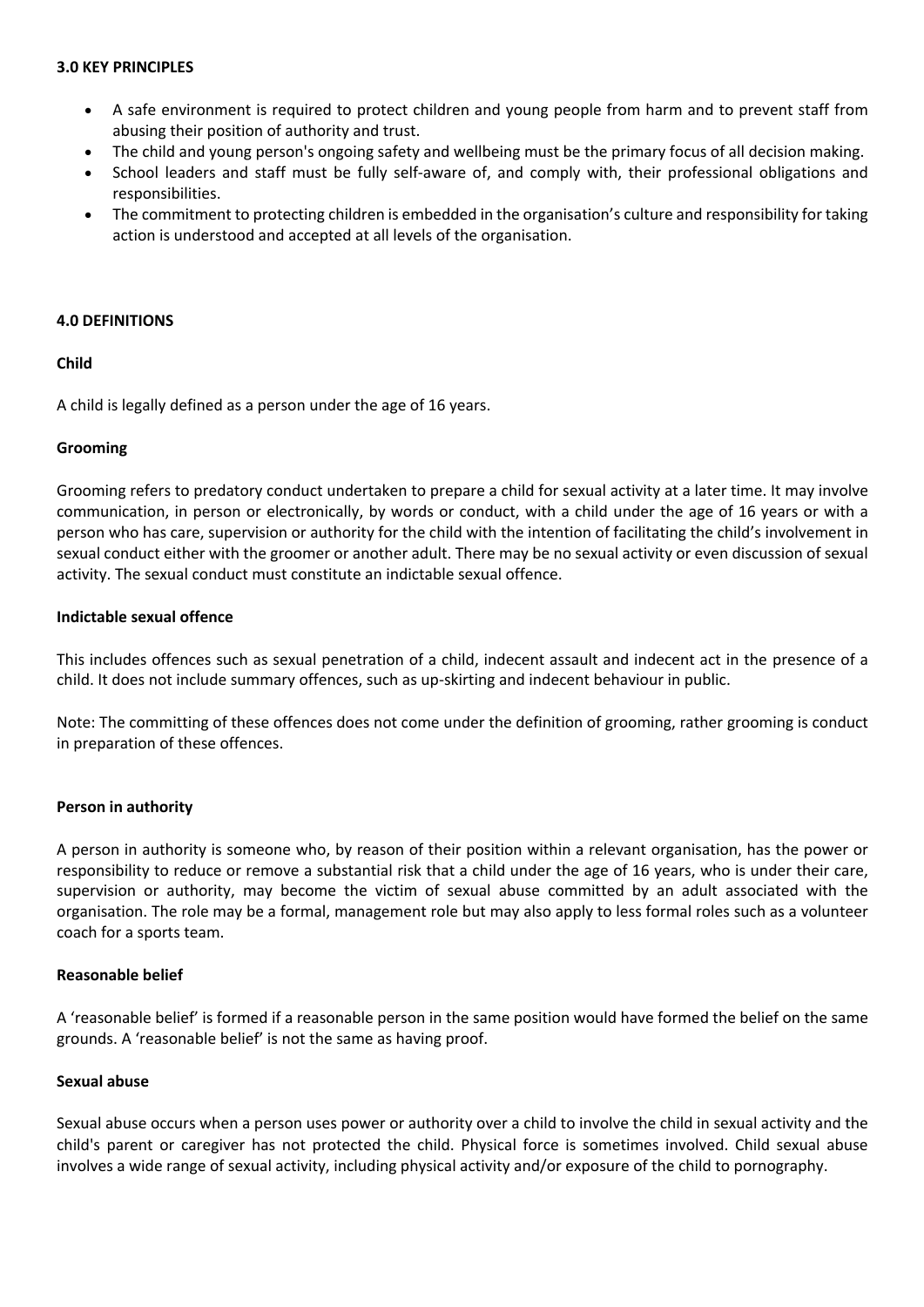### 3.0 KEY PRINCIPLES

- A safe environment is required to protect children and young people from harm and to prevent staff from abusing their position of authority and trust.
- The child and young person's ongoing safety and wellbeing must be the primary focus of all decision making.
- School leaders and staff must be fully self-aware of, and comply with, their professional obligations and responsibilities.
- The commitment to protecting children is embedded in the organisation's culture and responsibility for taking action is understood and accepted at all levels of the organisation.

### 4.0 DEFINITIONS

**Child**

A child is legally defined as a person under the age of 16 years.

**Grooming**

Grooming refers to predatory conduct undertaken to prepare a child for sexual activity at a later time. It may involve communication, in person or electronically, by words or conduct, with a child under the age of 16 years or with a person who has care, supervision or authority for the child with the intention of facilitating the child's involvement in sexual conduct either with the groomer or another adult. There may be no sexual activity or even discussion of sexual activity. The sexual conduct must constitute an indictable sexual offence.

**Indictable sexual offence**

This includes offences such as sexual penetration of a child, indecent assault and indecent act in the presence of a child. It does not include summary offences, such as up-skirting and indecent behaviour in public.

Note: The committing of these offences does not come under the definition of grooming, rather grooming is conduct in preparation of these offences.

**Person in authority**

A person in authority is someone who, by reason of their position within a relevant organisation, has the power or responsibility to reduce or remove a substantial risk that a child under the age of 16 years, who is under their care, supervision or authority, may become the victim of sexual abuse committed by an adult associated with the organisation. The role may be a formal, management role but may also apply to less formal roles such as a volunteer coach for a sports team.

**Reasonable belief**

A 'reasonable belief' is formed if a reasonable person in the same position would have formed the belief on the same grounds. A 'reasonable belief' is not the same as having proof.

**Sexual abuse**

Sexual abuse occurs when a person uses power or authority over a child to involve the child in sexual activity and the child's parent or caregiver has not protected the child. Physical force is sometimes involved. Child sexual abuse involves a wide range of sexual activity, including physical activity and/or exposure of the child to pornography.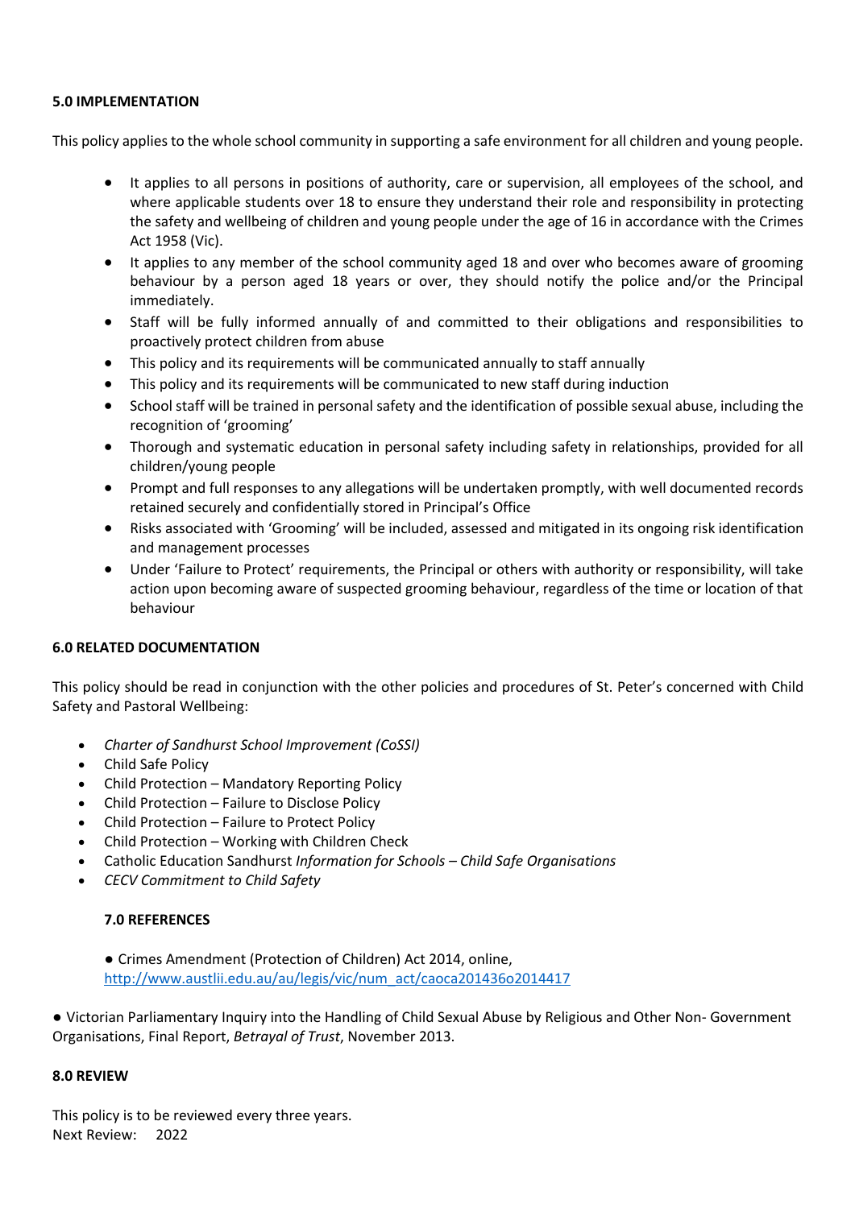**5.0 IMPLEMENTATION**

This policy applies to the whole school community in supporting a safe environment for all children and young people.

- It applies to all persons in positions of authority, care or supervision, all employees of the school, and where applicable students over 18 to ensure they understand their role and responsibility in protecting the safety and wellbeing of children and young people under the age of 16 in accordance with the Crimes Act 1958 (Vic).
- It applies to any member of the school community aged 18 and over who becomes aware of grooming behaviour by a person aged 18 years or over, they should notify the police and/or the Principal immediately.
- Staff will be fully informed annually of and committed to their obligations and responsibilities to proactively protect children from abuse
- This policy and its requirements will be communicated annually to staff annually
- This policy and its requirements will be communicated to new staff during induction
- School staff will be trained in personal safety and the identification of possible sexual abuse, including the recognition of 'grooming'
- Thorough and systematic education in personal safety including safety in relationships, provided for all children/young people
- Prompt and full responses to any allegations will be undertaken promptly, with well documented records retained securely and confidentially stored in Principal's Office
- Risks associated with 'Grooming' will be included, assessed and mitigated in its ongoing risk identification and management processes
- Under 'Failure to Protect' requirements, the Principal or others with authority or responsibility, will take action upon becoming aware of suspected grooming behaviour, regardless of the time or location of that behaviour

**6.0 RELATED DOCUMENTATION**

This policy should be read in conjunction with the other policies and procedures of St. Peter's concerned with Child Safety and Pastoral Wellbeing:

- *Charter of Sandhurst School Improvement (CoSSI)*
- Child Safe Policy
- Child Protection – Mandatory Reporting Policy
- Child Protection – Failure to Disclose Policy
- Child Protection – Failure to Protect Policy
- Child Protection – Working with Children Check
- Catholic Education Sandhurst *Information for Schools – Child Safe Organisations*
- *CECV Commitment to Child Safety*

**7.0 REFERENCES**

● Crimes Amendment (Protection of Children) Act 2014, online, http://www.austlii.edu.au/au/legis/vic/num_act/caoca201436o2014417

● Victorian Parliamentary Inquiry into the Handling of Child Sexual Abuse by Religious and Other Non- Government Organisations, Final Report, *Betrayal of Trust*, November 2013.

**8.0 REVIEW**

This policy is to be reviewed every three years.
Next Review: 2022